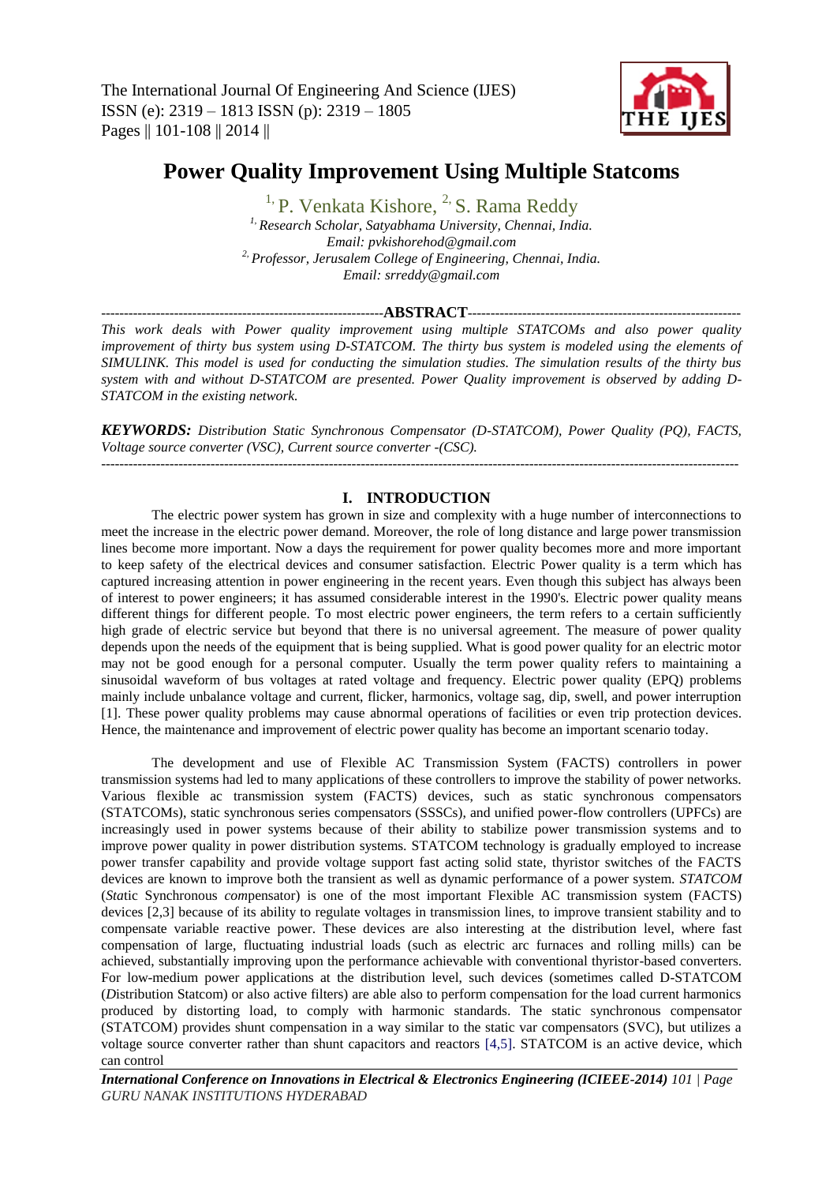# Power Quality Improvement Using Multiple Statcoms

[1,] P. Venkata Kishore, [2,] S. Rama Reddy

[1,] *Research Scholar, Satyabhama University, Chennai, India.*
*Email: pvkishorehod@gmail.com*
[2,] *Professor, Jerusalem College of Engineering, Chennai, India.*
*Email: srreddy@gmail.com*

## ABSTRACT

*This work deals with Power quality improvement using multiple STATCOMs and also power quality improvement of thirty bus system using D-STATCOM. The thirty bus system is modeled using the elements of SIMULINK. This model is used for conducting the simulation studies. The simulation results of the thirty bus system with and without D-STATCOM are presented. Power Quality improvement is observed by adding D-STATCOM in the existing network.*

***KEYWORDS:*** *Distribution Static Synchronous Compensator (D-STATCOM), Power Quality (PQ), FACTS, Voltage source converter (VSC), Current source converter -(CSC).*

## I. INTRODUCTION

The electric power system has grown in size and complexity with a huge number of interconnections to meet the increase in the electric power demand. Moreover, the role of long distance and large power transmission lines become more important. Now a days the requirement for power quality becomes more and more important to keep safety of the electrical devices and consumer satisfaction. Electric Power quality is a term which has captured increasing attention in power engineering in the recent years. Even though this subject has always been of interest to power engineers; it has assumed considerable interest in the 1990's. Electric power quality means different things for different people. To most electric power engineers, the term refers to a certain sufficiently high grade of electric service but beyond that there is no universal agreement. The measure of power quality depends upon the needs of the equipment that is being supplied. What is good power quality for an electric motor may not be good enough for a personal computer. Usually the term power quality refers to maintaining a sinusoidal waveform of bus voltages at rated voltage and frequency. Electric power quality (EPQ) problems mainly include unbalance voltage and current, flicker, harmonics, voltage sag, dip, swell, and power interruption [1]. These power quality problems may cause abnormal operations of facilities or even trip protection devices. Hence, the maintenance and improvement of electric power quality has become an important scenario today.

The development and use of Flexible AC Transmission System (FACTS) controllers in power transmission systems had led to many applications of these controllers to improve the stability of power networks. Various flexible ac transmission system (FACTS) devices, such as static synchronous compensators (STATCOMs), static synchronous series compensators (SSSCs), and unified power-flow controllers (UPFCs) are increasingly used in power systems because of their ability to stabilize power transmission systems and to improve power quality in power distribution systems. STATCOM technology is gradually employed to increase power transfer capability and provide voltage support fast acting solid state, thyristor switches of the FACTS devices are known to improve both the transient as well as dynamic performance of a power system. *STATCOM* (*Sta*tic Synchronous *com*pensator) is one of the most important Flexible AC transmission system (FACTS) devices [2,3] because of its ability to regulate voltages in transmission lines, to improve transient stability and to compensate variable reactive power. These devices are also interesting at the distribution level, where fast compensation of large, fluctuating industrial loads (such as electric arc furnaces and rolling mills) can be achieved, substantially improving upon the performance achievable with conventional thyristor-based converters. For low-medium power applications at the distribution level, such devices (sometimes called D-STATCOM (*D*istribution Statcom) or also active filters) are able also to perform compensation for the load current harmonics produced by distorting load, to comply with harmonic standards. The static synchronous compensator (STATCOM) provides shunt compensation in a way similar to the static var compensators (SVC), but utilizes a voltage source converter rather than shunt capacitors and reactors [4,5]. STATCOM is an active device, which can control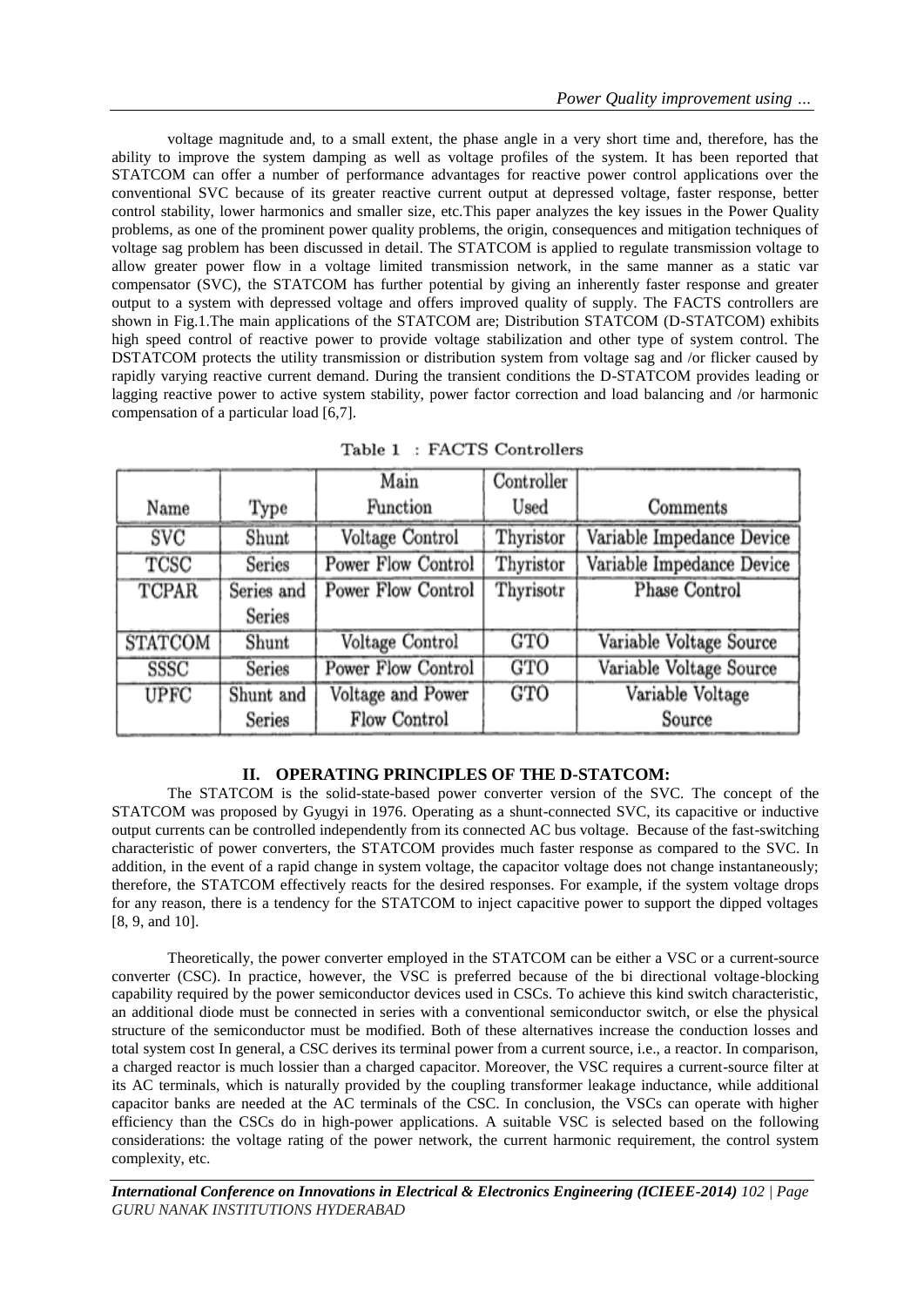voltage magnitude and, to a small extent, the phase angle in a very short time and, therefore, has the ability to improve the system damping as well as voltage profiles of the system. It has been reported that STATCOM can offer a number of performance advantages for reactive power control applications over the conventional SVC because of its greater reactive current output at depressed voltage, faster response, better control stability, lower harmonics and smaller size, etc.This paper analyzes the key issues in the Power Quality problems, as one of the prominent power quality problems, the origin, consequences and mitigation techniques of voltage sag problem has been discussed in detail. The STATCOM is applied to regulate transmission voltage to allow greater power flow in a voltage limited transmission network, in the same manner as a static var compensator (SVC), the STATCOM has further potential by giving an inherently faster response and greater output to a system with depressed voltage and offers improved quality of supply. The FACTS controllers are shown in Fig.1.The main applications of the STATCOM are; Distribution STATCOM (D-STATCOM) exhibits high speed control of reactive power to provide voltage stabilization and other type of system control. The DSTATCOM protects the utility transmission or distribution system from voltage sag and /or flicker caused by rapidly varying reactive current demand. During the transient conditions the D-STATCOM provides leading or lagging reactive power to active system stability, power factor correction and load balancing and /or harmonic compensation of a particular load [6,7].

Table 1 : FACTS Controllers

| Name | Type | Main Function | Controller Used | Comments |
|---|---|---|---|---|
| SVC | Shunt | Voltage Control | Thyristor | Variable Impedance Device |
| TCSC | Series | Power Flow Control | Thyristor | Variable Impedance Device |
| TCPAR | Series and Series | Power Flow Control | Thyrisotr | Phase Control |
| STATCOM | Shunt | Voltage Control | GTO | Variable Voltage Source |
| SSSC | Series | Power Flow Control | GTO | Variable Voltage Source |
| UPFC | Shunt and Series | Voltage and Power Flow Control | GTO | Variable Voltage Source |

## II. OPERATING PRINCIPLES OF THE D-STATCOM:

The STATCOM is the solid-state-based power converter version of the SVC. The concept of the STATCOM was proposed by Gyugyi in 1976. Operating as a shunt-connected SVC, its capacitive or inductive output currents can be controlled independently from its connected AC bus voltage. Because of the fast-switching characteristic of power converters, the STATCOM provides much faster response as compared to the SVC. In addition, in the event of a rapid change in system voltage, the capacitor voltage does not change instantaneously; therefore, the STATCOM effectively reacts for the desired responses. For example, if the system voltage drops for any reason, there is a tendency for the STATCOM to inject capacitive power to support the dipped voltages [8, 9, and 10].

Theoretically, the power converter employed in the STATCOM can be either a VSC or a current-source converter (CSC). In practice, however, the VSC is preferred because of the bi directional voltage-blocking capability required by the power semiconductor devices used in CSCs. To achieve this kind switch characteristic, an additional diode must be connected in series with a conventional semiconductor switch, or else the physical structure of the semiconductor must be modified. Both of these alternatives increase the conduction losses and total system cost In general, a CSC derives its terminal power from a current source, i.e., a reactor. In comparison, a charged reactor is much lossier than a charged capacitor. Moreover, the VSC requires a current-source filter at its AC terminals, which is naturally provided by the coupling transformer leakage inductance, while additional capacitor banks are needed at the AC terminals of the CSC. In conclusion, the VSCs can operate with higher efficiency than the CSCs do in high-power applications. A suitable VSC is selected based on the following considerations: the voltage rating of the power network, the current harmonic requirement, the control system complexity, etc.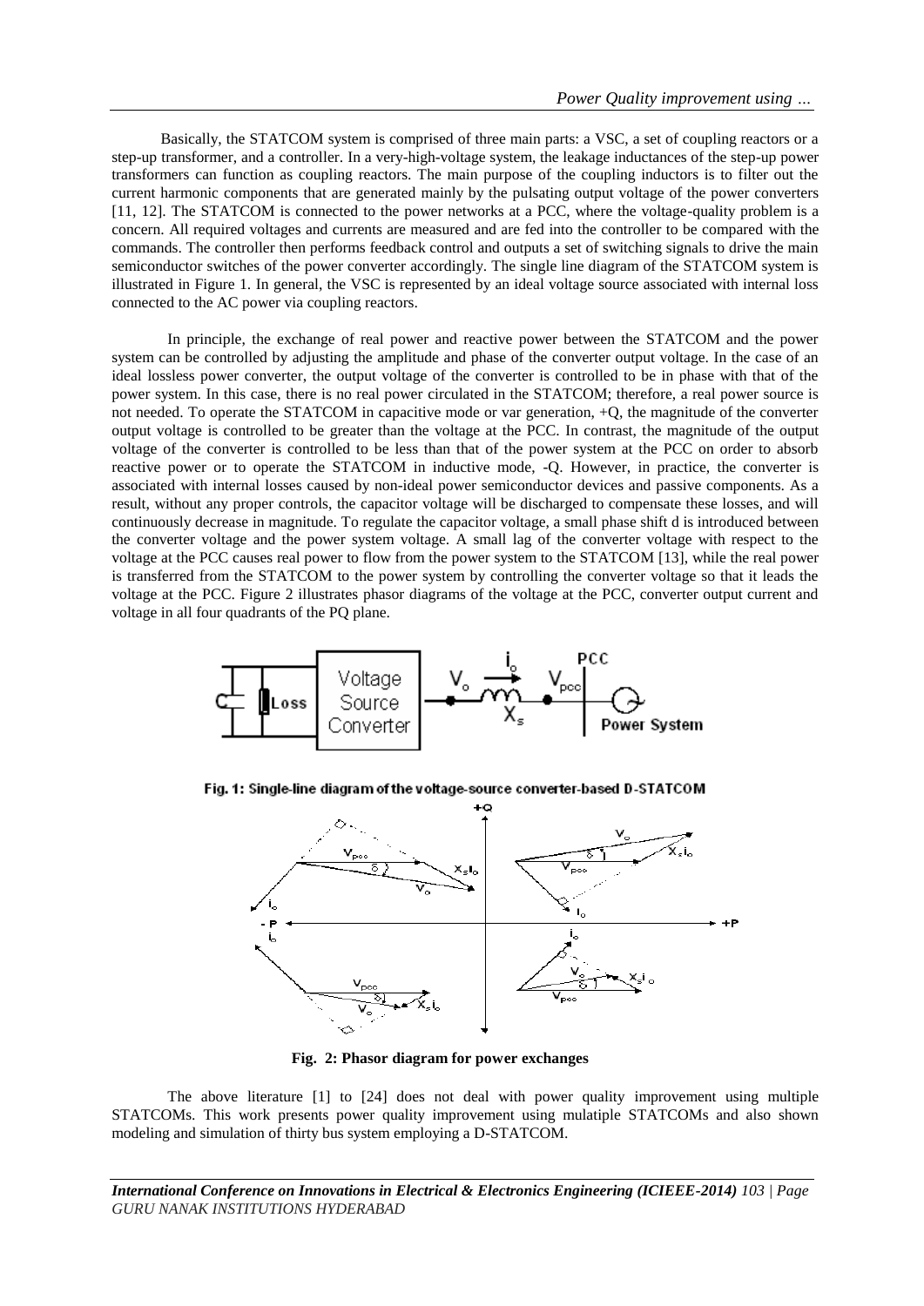Basically, the STATCOM system is comprised of three main parts: a VSC, a set of coupling reactors or a step-up transformer, and a controller. In a very-high-voltage system, the leakage inductances of the step-up power transformers can function as coupling reactors. The main purpose of the coupling inductors is to filter out the current harmonic components that are generated mainly by the pulsating output voltage of the power converters [11, 12]. The STATCOM is connected to the power networks at a PCC, where the voltage-quality problem is a concern. All required voltages and currents are measured and are fed into the controller to be compared with the commands. The controller then performs feedback control and outputs a set of switching signals to drive the main semiconductor switches of the power converter accordingly. The single line diagram of the STATCOM system is illustrated in Figure 1. In general, the VSC is represented by an ideal voltage source associated with internal loss connected to the AC power via coupling reactors.

In principle, the exchange of real power and reactive power between the STATCOM and the power system can be controlled by adjusting the amplitude and phase of the converter output voltage. In the case of an ideal lossless power converter, the output voltage of the converter is controlled to be in phase with that of the power system. In this case, there is no real power circulated in the STATCOM; therefore, a real power source is not needed. To operate the STATCOM in capacitive mode or var generation, +Q, the magnitude of the converter output voltage is controlled to be greater than the voltage at the PCC. In contrast, the magnitude of the output voltage of the converter is controlled to be less than that of the power system at the PCC on order to absorb reactive power or to operate the STATCOM in inductive mode, -Q. However, in practice, the converter is associated with internal losses caused by non-ideal power semiconductor devices and passive components. As a result, without any proper controls, the capacitor voltage will be discharged to compensate these losses, and will continuously decrease in magnitude. To regulate the capacitor voltage, a small phase shift d is introduced between the converter voltage and the power system voltage. A small lag of the converter voltage with respect to the voltage at the PCC causes real power to flow from the power system to the STATCOM [13], while the real power is transferred from the STATCOM to the power system by controlling the converter voltage so that it leads the voltage at the PCC. Figure 2 illustrates phasor diagrams of the voltage at the PCC, converter output current and voltage in all four quadrants of the PQ plane.

**Fig. 1: Single-line diagram of the voltage-source converter-based D-STATCOM**

**Fig. 2: Phasor diagram for power exchanges**

The above literature [1] to [24] does not deal with power quality improvement using multiple STATCOMs. This work presents power quality improvement using mulatiple STATCOMs and also shown modeling and simulation of thirty bus system employing a D-STATCOM.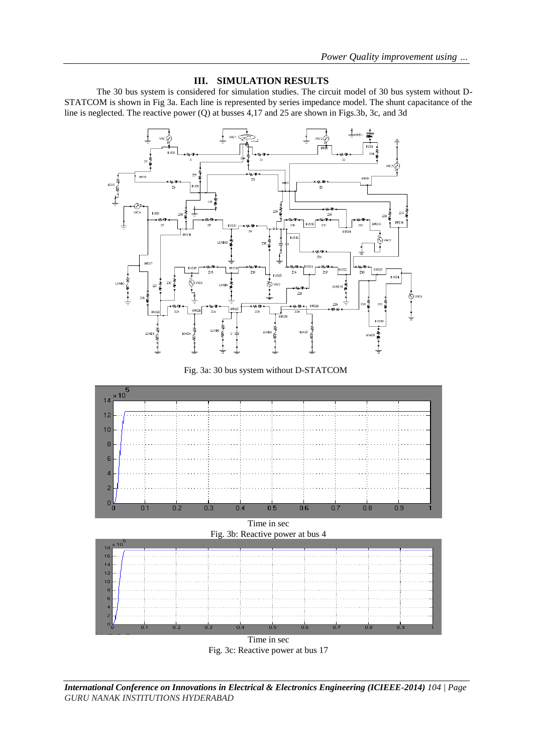## III. SIMULATION RESULTS

The 30 bus system is considered for simulation studies. The circuit model of 30 bus system without D-STATCOM is shown in Fig 3a. Each line is represented by series impedance model. The shunt capacitance of the line is neglected. The reactive power (Q) at busses 4,17 and 25 are shown in Figs.3b, 3c, and 3d

Fig. 3a: 30 bus system without D-STATCOM

Time in sec

Fig. 3b: Reactive power at bus 4

Time in sec

Fig. 3c: Reactive power at bus 17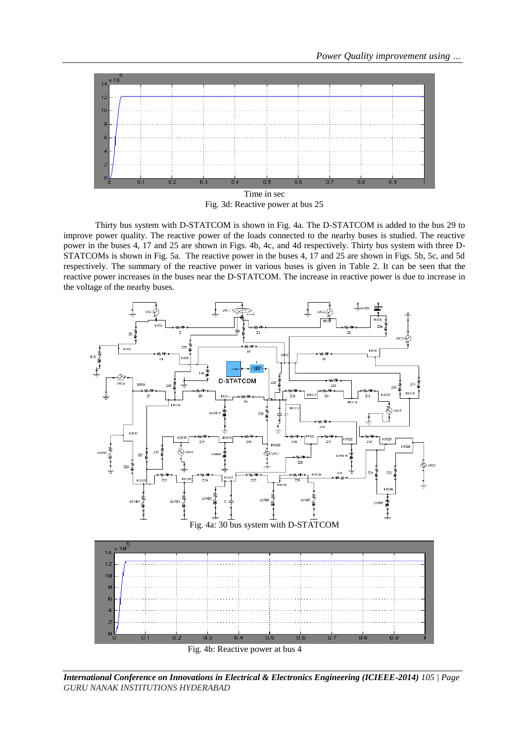Time in sec

Fig. 3d: Reactive power at bus 25

Thirty bus system with D-STATCOM is shown in Fig. 4a. The D-STATCOM is added to the bus 29 to improve power quality. The reactive power of the loads connected to the nearby buses is studied. The reactive power in the buses 4, 17 and 25 are shown in Figs. 4b, 4c, and 4d respectively. Thirty bus system with three D-STATCOMs is shown in Fig. 5a. The reactive power in the buses 4, 17 and 25 are shown in Figs. 5b, 5c, and 5d respectively. The summary of the reactive power in various buses is given in Table 2. It can be seen that the reactive power increases in the buses near the D-STATCOM. The increase in reactive power is due to increase in the voltage of the nearby buses.

Fig. 4a: 30 bus system with D-STATCOM

Fig. 4b: Reactive power at bus 4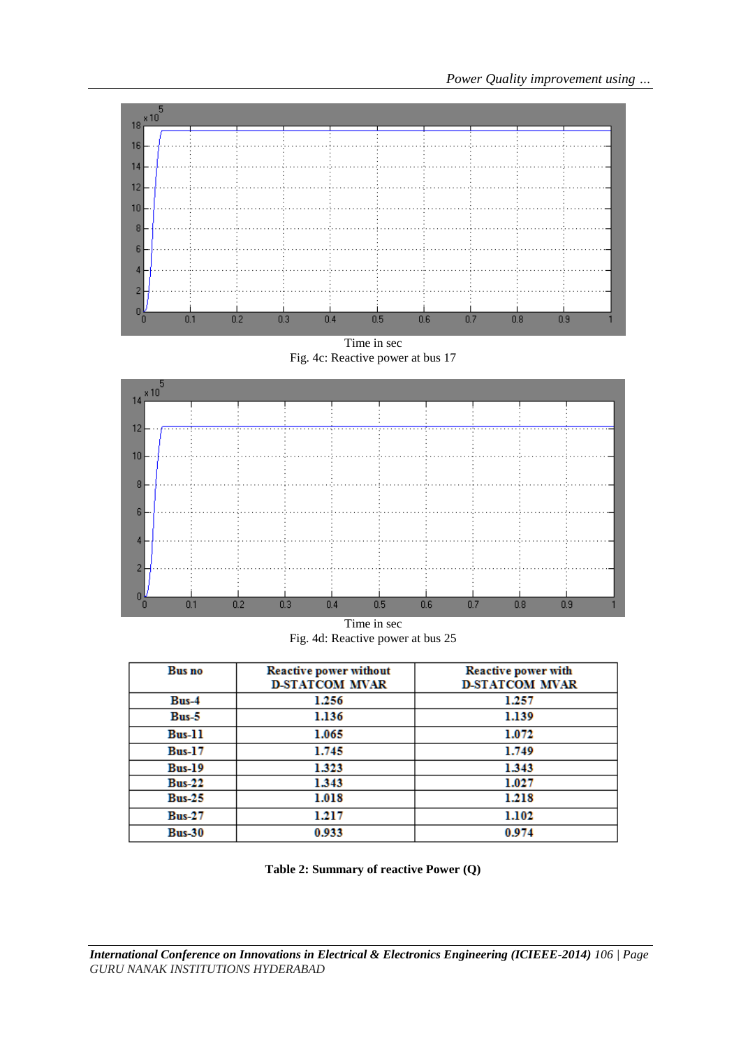Time in sec

Fig. 4c: Reactive power at bus 17

Time in sec

Fig. 4d: Reactive power at bus 25

| Bus no | Reactive power without D-STATCOM MVAR | Reactive power with D-STATCOM MVAR |
|---|---|---|
| Bus-4 | 1.256 | 1.257 |
| Bus-5 | 1.136 | 1.139 |
| Bus-11 | 1.065 | 1.072 |
| Bus-17 | 1.745 | 1.749 |
| Bus-19 | 1.323 | 1.343 |
| Bus-22 | 1.343 | 1.027 |
| Bus-25 | 1.018 | 1.218 |
| Bus-27 | 1.217 | 1.102 |
| Bus-30 | 0.933 | 0.974 |

**Table 2: Summary of reactive Power (Q)**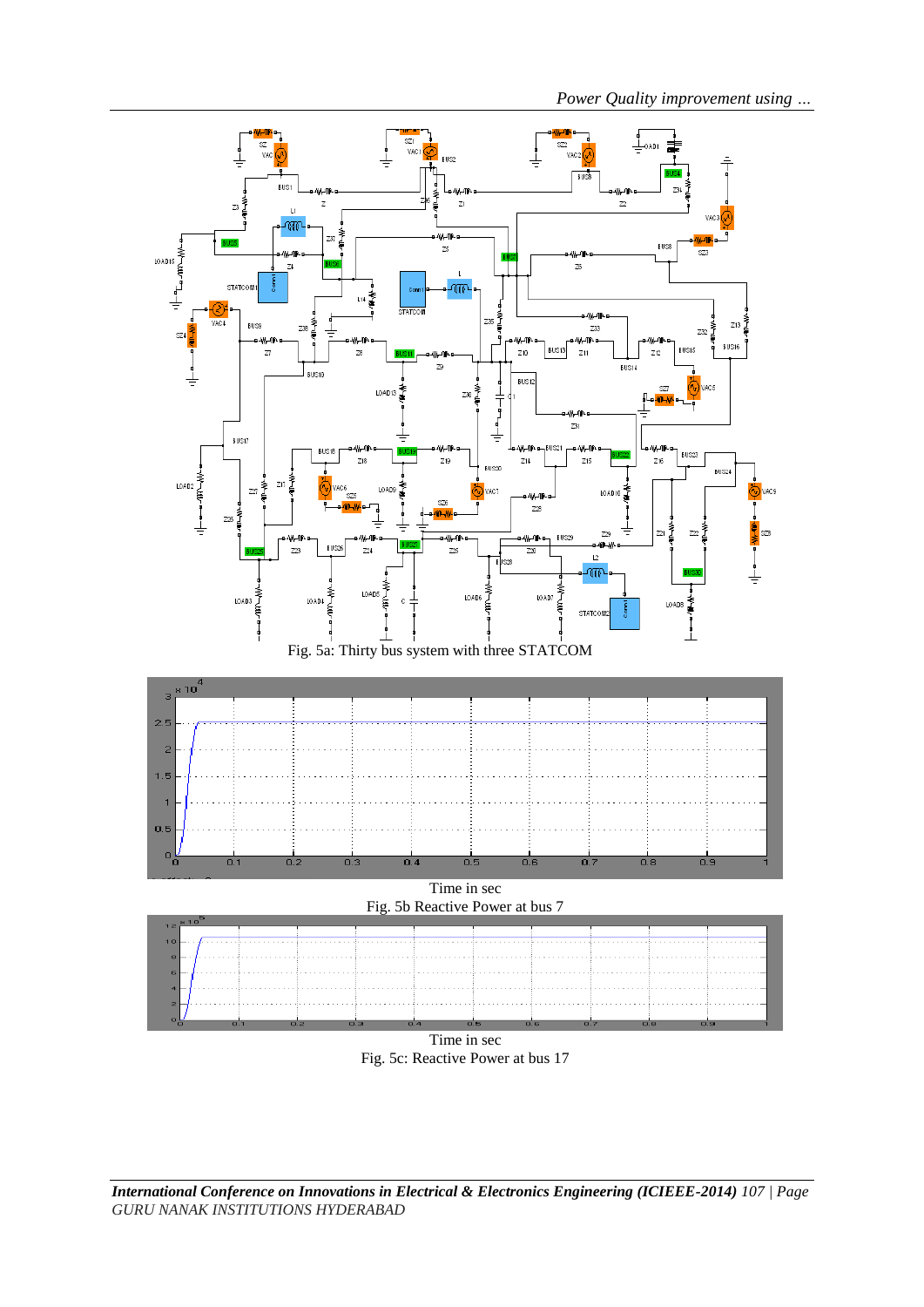Fig. 5a: Thirty bus system with three STATCOM

Time in sec

Fig. 5b Reactive Power at bus 7

Time in sec

Fig. 5c: Reactive Power at bus 17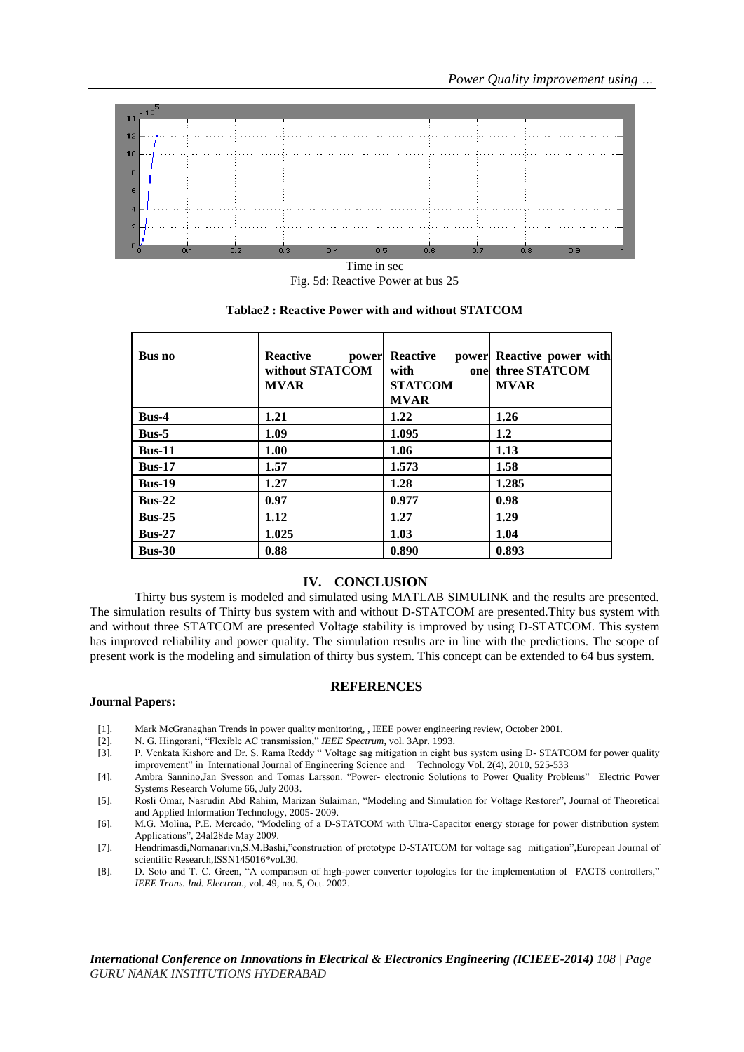$\times 10^5$

14
12
10
8
6
4
2
0

0 0.1 0.2 0.3 0.4 0.5 0.6 0.7 0.8 0.9 1

Time in sec

Fig. 5d: Reactive Power at bus 25

**Tablae2 : Reactive Power with and without STATCOM**

| Bus no | Reactive power without STATCOM MVAR | Reactive power with one STATCOM MVAR | Reactive power with three STATCOM MVAR |
|---|---|---|---|
| **Bus-4** | **1.21** | **1.22** | **1.26** |
| **Bus-5** | **1.09** | **1.095** | **1.2** |
| **Bus-11** | **1.00** | **1.06** | **1.13** |
| **Bus-17** | **1.57** | **1.573** | **1.58** |
| **Bus-19** | **1.27** | **1.28** | **1.285** |
| **Bus-22** | **0.97** | **0.977** | **0.98** |
| **Bus-25** | **1.12** | **1.27** | **1.29** |
| **Bus-27** | **1.025** | **1.03** | **1.04** |
| **Bus-30** | **0.88** | **0.890** | **0.893** |

## IV. CONCLUSION

Thirty bus system is modeled and simulated using MATLAB SIMULINK and the results are presented. The simulation results of Thirty bus system with and without D-STATCOM are presented.Thity bus system with and without three STATCOM are presented Voltage stability is improved by using D-STATCOM. This system has improved reliability and power quality. The simulation results are in line with the predictions. The scope of present work is the modeling and simulation of thirty bus system. This concept can be extended to 64 bus system.

## REFERENCES

**Journal Papers:**

[1]. Mark McGranaghan Trends in power quality monitoring, , IEEE power engineering review, October 2001.

[2]. N. G. Hingorani, "Flexible AC transmission," *IEEE Spectrum*, vol. 3Apr. 1993.

[3]. P. Venkata Kishore and Dr. S. Rama Reddy " Voltage sag mitigation in eight bus system using D- STATCOM for power quality improvement" in International Journal of Engineering Science and Technology Vol. 2(4), 2010, 525-533

[4]. Ambra Sannino,Jan Svesson and Tomas Larsson. "Power- electronic Solutions to Power Quality Problems" Electric Power Systems Research Volume 66, July 2003.

[5]. Rosli Omar, Nasrudin Abd Rahim, Marizan Sulaiman, "Modeling and Simulation for Voltage Restorer", Journal of Theoretical and Applied Information Technology, 2005- 2009.

[6]. M.G. Molina, P.E. Mercado, "Modeling of a D-STATCOM with Ultra-Capacitor energy storage for power distribution system Applications", 24al28de May 2009.

[7]. Hendrimasdi,Nornanarivn,S.M.Bashi,"construction of prototype D-STATCOM for voltage sag mitigation",European Journal of scientific Research,ISSN145016*vol.30.

[8]. D. Soto and T. C. Green, "A comparison of high-power converter topologies for the implementation of FACTS controllers," *IEEE Trans. Ind. Electron*., vol. 49, no. 5, Oct. 2002.